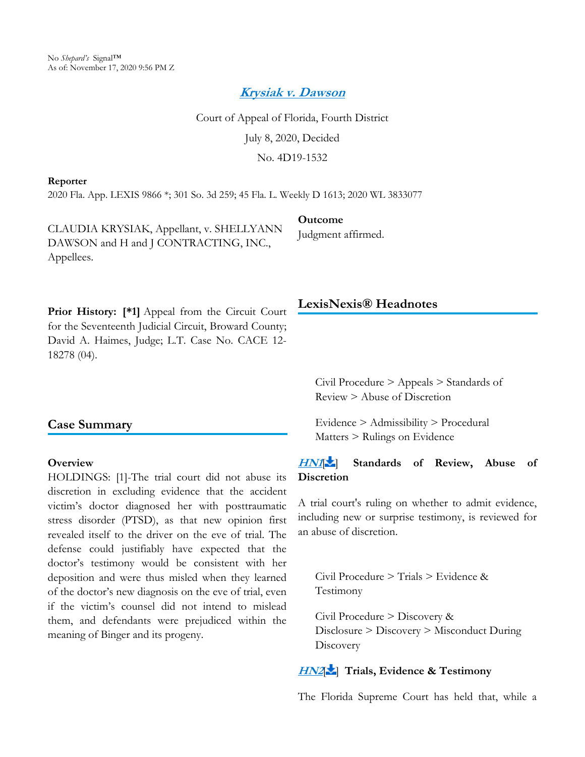No *Shepard's* Signal™
As of: November 17, 2020 9:56 PM Z

# Krysiak v. Dawson

Court of Appeal of Florida, Fourth District

July 8, 2020, Decided

No. 4D19-1532

**Reporter**

2020 Fla. App. LEXIS 9866 *; 301 So. 3d 259; 45 Fla. L. Weekly D 1613; 2020 WL 3833077

CLAUDIA KRYSIAK, Appellant, v. SHELLYANN DAWSON and H and J CONTRACTING, INC., Appellees.

**Prior History: [*1]** Appeal from the Circuit Court for the Seventeenth Judicial Circuit, Broward County; David A. Haimes, Judge; L.T. Case No. CACE 12-18278 (04).

## Case Summary

**Overview**

HOLDINGS: [1]-The trial court did not abuse its discretion in excluding evidence that the accident victim's doctor diagnosed her with posttraumatic stress disorder (PTSD), as that new opinion first revealed itself to the driver on the eve of trial. The defense could justifiably have expected that the doctor's testimony would be consistent with her deposition and were thus misled when they learned of the doctor's new diagnosis on the eve of trial, even if the victim's counsel did not intend to mislead them, and defendants were prejudiced within the meaning of Binger and its progeny.

**Outcome**

Judgment affirmed.

## LexisNexis® Headnotes

Civil Procedure > Appeals > Standards of Review > Abuse of Discretion

Evidence > Admissibility > Procedural Matters > Rulings on Evidence

**HN1[] Standards of Review, Abuse of Discretion**

A trial court's ruling on whether to admit evidence, including new or surprise testimony, is reviewed for an abuse of discretion.

Civil Procedure > Trials > Evidence & Testimony

Civil Procedure > Discovery & Disclosure > Discovery > Misconduct During Discovery

**HN2[] Trials, Evidence & Testimony**

The Florida Supreme Court has held that, while a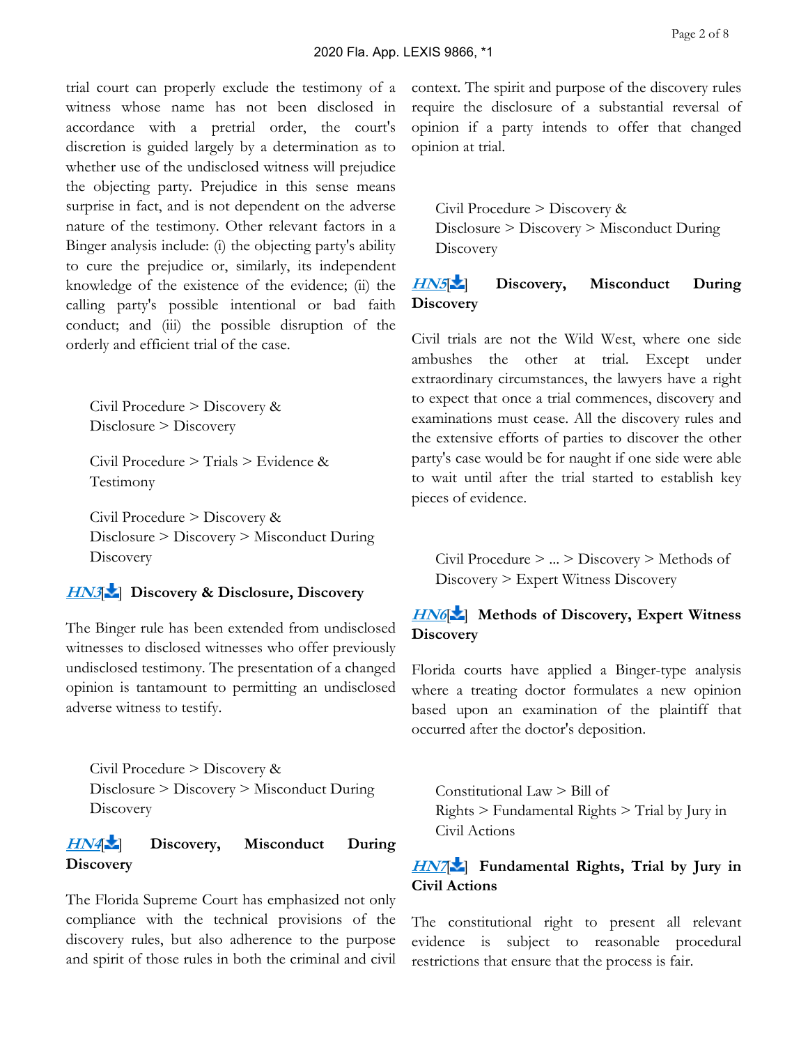trial court can properly exclude the testimony of a witness whose name has not been disclosed in accordance with a pretrial order, the court's discretion is guided largely by a determination as to whether use of the undisclosed witness will prejudice the objecting party. Prejudice in this sense means surprise in fact, and is not dependent on the adverse nature of the testimony. Other relevant factors in a Binger analysis include: (i) the objecting party's ability to cure the prejudice or, similarly, its independent knowledge of the existence of the evidence; (ii) the calling party's possible intentional or bad faith conduct; and (iii) the possible disruption of the orderly and efficient trial of the case.

Civil Procedure > Discovery & Disclosure > Discovery

Civil Procedure > Trials > Evidence & Testimony

Civil Procedure > Discovery & Disclosure > Discovery > Misconduct During Discovery

**HN3[] Discovery & Disclosure, Discovery**

The Binger rule has been extended from undisclosed witnesses to disclosed witnesses who offer previously undisclosed testimony. The presentation of a changed opinion is tantamount to permitting an undisclosed adverse witness to testify.

Civil Procedure > Discovery & Disclosure > Discovery > Misconduct During Discovery

**HN4[] Discovery, Misconduct During Discovery**

The Florida Supreme Court has emphasized not only compliance with the technical provisions of the discovery rules, but also adherence to the purpose and spirit of those rules in both the criminal and civil context. The spirit and purpose of the discovery rules require the disclosure of a substantial reversal of opinion if a party intends to offer that changed opinion at trial.

Civil Procedure > Discovery & Disclosure > Discovery > Misconduct During Discovery

**HN5[] Discovery, Misconduct During Discovery**

Civil trials are not the Wild West, where one side ambushes the other at trial. Except under extraordinary circumstances, the lawyers have a right to expect that once a trial commences, discovery and examinations must cease. All the discovery rules and the extensive efforts of parties to discover the other party's case would be for naught if one side were able to wait until after the trial started to establish key pieces of evidence.

Civil Procedure > ... > Discovery > Methods of Discovery > Expert Witness Discovery

**HN6[] Methods of Discovery, Expert Witness Discovery**

Florida courts have applied a Binger-type analysis where a treating doctor formulates a new opinion based upon an examination of the plaintiff that occurred after the doctor's deposition.

Constitutional Law > Bill of Rights > Fundamental Rights > Trial by Jury in Civil Actions

**HN7[] Fundamental Rights, Trial by Jury in Civil Actions**

The constitutional right to present all relevant evidence is subject to reasonable procedural restrictions that ensure that the process is fair.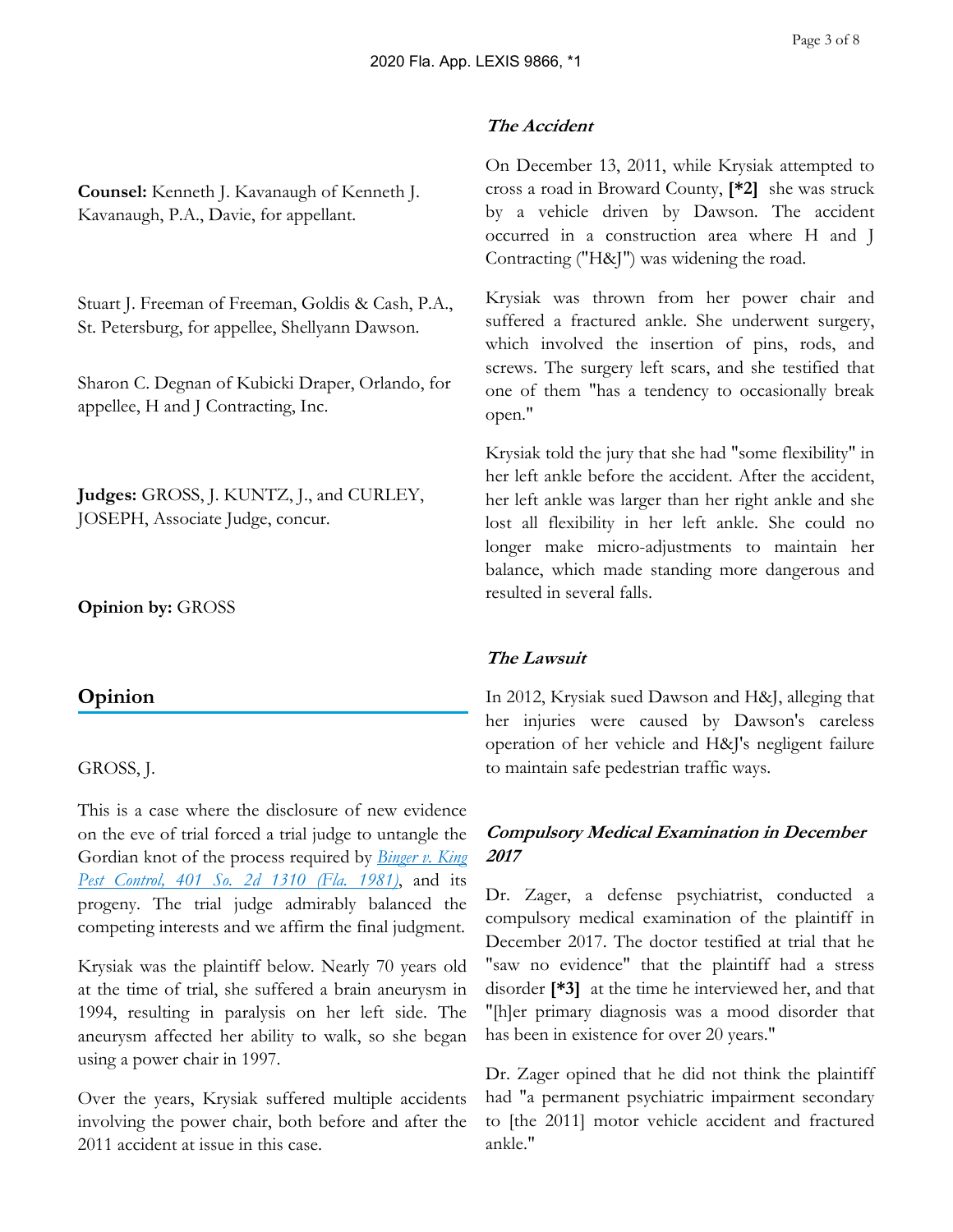**Counsel:** Kenneth J. Kavanaugh of Kenneth J. Kavanaugh, P.A., Davie, for appellant.

Stuart J. Freeman of Freeman, Goldis & Cash, P.A., St. Petersburg, for appellee, Shellyann Dawson.

Sharon C. Degnan of Kubicki Draper, Orlando, for appellee, H and J Contracting, Inc.

**Judges:** GROSS, J. KUNTZ, J., and CURLEY, JOSEPH, Associate Judge, concur.

**Opinion by:** GROSS

## Opinion

GROSS, J.

This is a case where the disclosure of new evidence on the eve of trial forced a trial judge to untangle the Gordian knot of the process required by *Binger v. King Pest Control, 401 So. 2d 1310 (Fla. 1981)*, and its progeny. The trial judge admirably balanced the competing interests and we affirm the final judgment.

Krysiak was the plaintiff below. Nearly 70 years old at the time of trial, she suffered a brain aneurysm in 1994, resulting in paralysis on her left side. The aneurysm affected her ability to walk, so she began using a power chair in 1997.

Over the years, Krysiak suffered multiple accidents involving the power chair, both before and after the 2011 accident at issue in this case.

### *The Accident*

On December 13, 2011, while Krysiak attempted to cross a road in Broward County, **[*2]** she was struck by a vehicle driven by Dawson. The accident occurred in a construction area where H and J Contracting ("H&J") was widening the road.

Krysiak was thrown from her power chair and suffered a fractured ankle. She underwent surgery, which involved the insertion of pins, rods, and screws. The surgery left scars, and she testified that one of them "has a tendency to occasionally break open."

Krysiak told the jury that she had "some flexibility" in her left ankle before the accident. After the accident, her left ankle was larger than her right ankle and she lost all flexibility in her left ankle. She could no longer make micro-adjustments to maintain her balance, which made standing more dangerous and resulted in several falls.

### *The Lawsuit*

In 2012, Krysiak sued Dawson and H&J, alleging that her injuries were caused by Dawson's careless operation of her vehicle and H&J's negligent failure to maintain safe pedestrian traffic ways.

### *Compulsory Medical Examination in December 2017*

Dr. Zager, a defense psychiatrist, conducted a compulsory medical examination of the plaintiff in December 2017. The doctor testified at trial that he "saw no evidence" that the plaintiff had a stress disorder **[*3]** at the time he interviewed her, and that "[h]er primary diagnosis was a mood disorder that has been in existence for over 20 years."

Dr. Zager opined that he did not think the plaintiff had "a permanent psychiatric impairment secondary to [the 2011] motor vehicle accident and fractured ankle."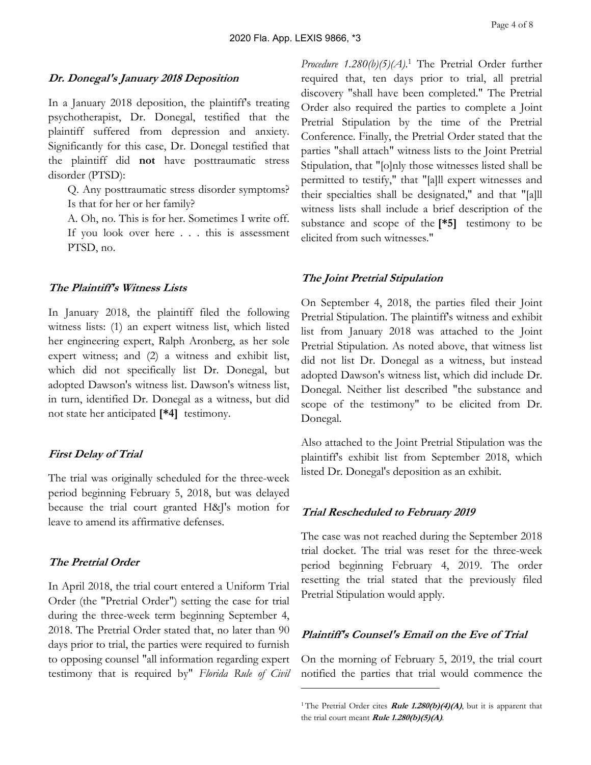### *Dr. Donegal's January 2018 Deposition*

In a January 2018 deposition, the plaintiff's treating psychotherapist, Dr. Donegal, testified that the plaintiff suffered from depression and anxiety. Significantly for this case, Dr. Donegal testified that the plaintiff did **not** have posttraumatic stress disorder (PTSD):

> Q. Any posttraumatic stress disorder symptoms? Is that for her or her family?
>
> A. Oh, no. This is for her. Sometimes I write off. If you look over here . . . this is assessment PTSD, no.

### *The Plaintiff's Witness Lists*

In January 2018, the plaintiff filed the following witness lists: (1) an expert witness list, which listed her engineering expert, Ralph Aronberg, as her sole expert witness; and (2) a witness and exhibit list, which did not specifically list Dr. Donegal, but adopted Dawson's witness list. Dawson's witness list, in turn, identified Dr. Donegal as a witness, but did not state her anticipated **[*4]** testimony.

### *First Delay of Trial*

The trial was originally scheduled for the three-week period beginning February 5, 2018, but was delayed because the trial court granted H&J's motion for leave to amend its affirmative defenses.

### *The Pretrial Order*

In April 2018, the trial court entered a Uniform Trial Order (the "Pretrial Order") setting the case for trial during the three-week term beginning September 4, 2018. The Pretrial Order stated that, no later than 90 days prior to trial, the parties were required to furnish to opposing counsel "all information regarding expert testimony that is required by" *Florida Rule of Civil Procedure 1.280(b)(5)(A)*.[1] The Pretrial Order further required that, ten days prior to trial, all pretrial discovery "shall have been completed." The Pretrial Order also required the parties to complete a Joint Pretrial Stipulation by the time of the Pretrial Conference. Finally, the Pretrial Order stated that the parties "shall attach" witness lists to the Joint Pretrial Stipulation, that "[o]nly those witnesses listed shall be permitted to testify," that "[a]ll expert witnesses and their specialties shall be designated," and that "[a]ll witness lists shall include a brief description of the substance and scope of the **[*5]** testimony to be elicited from such witnesses."

### *The Joint Pretrial Stipulation*

On September 4, 2018, the parties filed their Joint Pretrial Stipulation. The plaintiff's witness and exhibit list from January 2018 was attached to the Joint Pretrial Stipulation. As noted above, that witness list did not list Dr. Donegal as a witness, but instead adopted Dawson's witness list, which did include Dr. Donegal. Neither list described "the substance and scope of the testimony" to be elicited from Dr. Donegal.

Also attached to the Joint Pretrial Stipulation was the plaintiff's exhibit list from September 2018, which listed Dr. Donegal's deposition as an exhibit.

### *Trial Rescheduled to February 2019*

The case was not reached during the September 2018 trial docket. The trial was reset for the three-week period beginning February 4, 2019. The order resetting the trial stated that the previously filed Pretrial Stipulation would apply.

### *Plaintiff's Counsel's Email on the Eve of Trial*

On the morning of February 5, 2019, the trial court notified the parties that trial would commence the

---

[1] The Pretrial Order cites ***Rule 1.280(b)(4)(A)***, but it is apparent that the trial court meant ***Rule 1.280(b)(5)(A)***.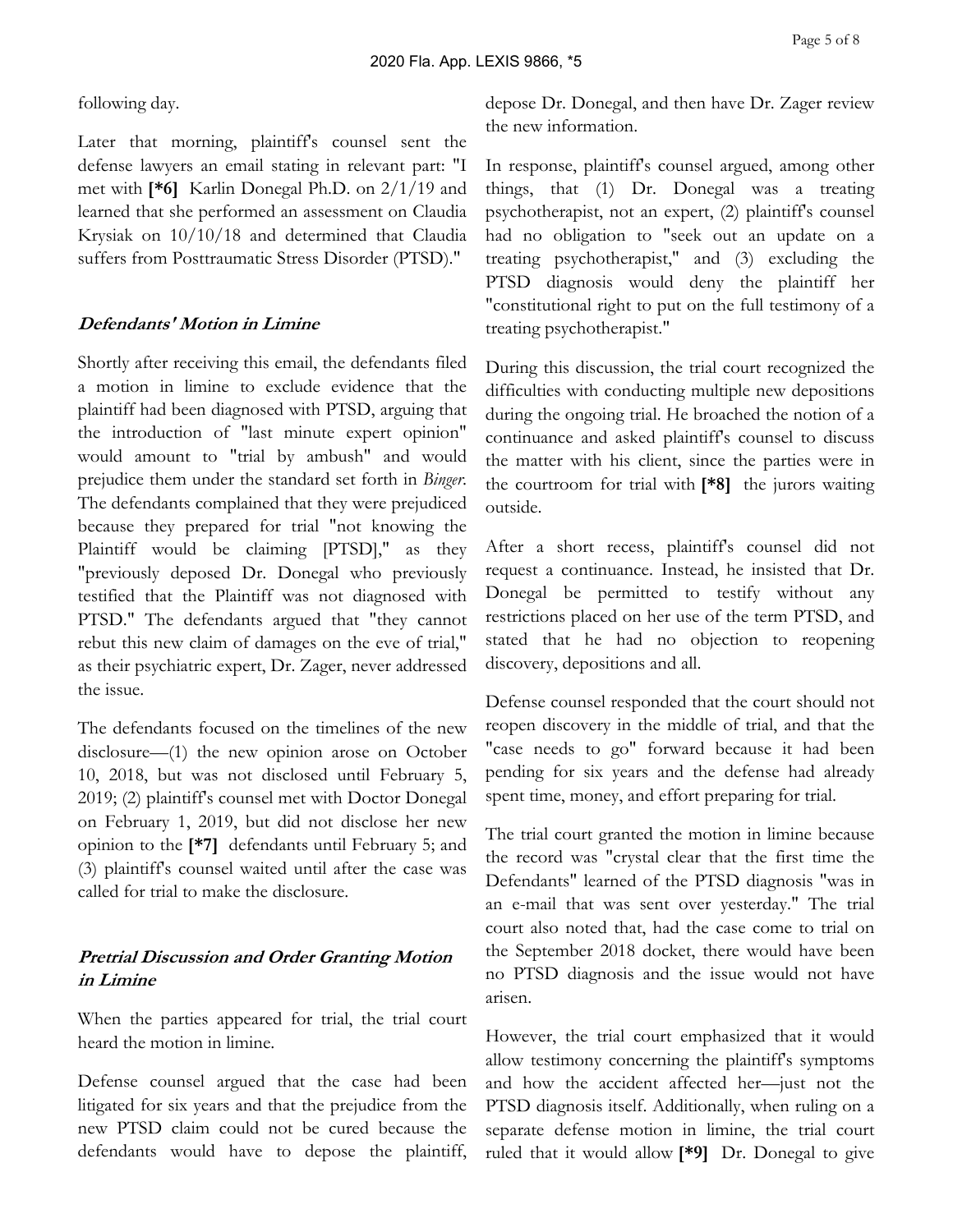following day.

Later that morning, plaintiff's counsel sent the defense lawyers an email stating in relevant part: "I met with **[*6]** Karlin Donegal Ph.D. on 2/1/19 and learned that she performed an assessment on Claudia Krysiak on 10/10/18 and determined that Claudia suffers from Posttraumatic Stress Disorder (PTSD)."

### *Defendants' Motion in Limine*

Shortly after receiving this email, the defendants filed a motion in limine to exclude evidence that the plaintiff had been diagnosed with PTSD, arguing that the introduction of "last minute expert opinion" would amount to "trial by ambush" and would prejudice them under the standard set forth in *Binger*. The defendants complained that they were prejudiced because they prepared for trial "not knowing the Plaintiff would be claiming [PTSD]," as they "previously deposed Dr. Donegal who previously testified that the Plaintiff was not diagnosed with PTSD." The defendants argued that "they cannot rebut this new claim of damages on the eve of trial," as their psychiatric expert, Dr. Zager, never addressed the issue.

The defendants focused on the timelines of the new disclosure—(1) the new opinion arose on October 10, 2018, but was not disclosed until February 5, 2019; (2) plaintiff's counsel met with Doctor Donegal on February 1, 2019, but did not disclose her new opinion to the **[*7]** defendants until February 5; and (3) plaintiff's counsel waited until after the case was called for trial to make the disclosure.

### *Pretrial Discussion and Order Granting Motion in Limine*

When the parties appeared for trial, the trial court heard the motion in limine.

Defense counsel argued that the case had been litigated for six years and that the prejudice from the new PTSD claim could not be cured because the defendants would have to depose the plaintiff, depose Dr. Donegal, and then have Dr. Zager review the new information.

In response, plaintiff's counsel argued, among other things, that (1) Dr. Donegal was a treating psychotherapist, not an expert, (2) plaintiff's counsel had no obligation to "seek out an update on a treating psychotherapist," and (3) excluding the PTSD diagnosis would deny the plaintiff her "constitutional right to put on the full testimony of a treating psychotherapist."

During this discussion, the trial court recognized the difficulties with conducting multiple new depositions during the ongoing trial. He broached the notion of a continuance and asked plaintiff's counsel to discuss the matter with his client, since the parties were in the courtroom for trial with **[*8]** the jurors waiting outside.

After a short recess, plaintiff's counsel did not request a continuance. Instead, he insisted that Dr. Donegal be permitted to testify without any restrictions placed on her use of the term PTSD, and stated that he had no objection to reopening discovery, depositions and all.

Defense counsel responded that the court should not reopen discovery in the middle of trial, and that the "case needs to go" forward because it had been pending for six years and the defense had already spent time, money, and effort preparing for trial.

The trial court granted the motion in limine because the record was "crystal clear that the first time the Defendants" learned of the PTSD diagnosis "was in an e-mail that was sent over yesterday." The trial court also noted that, had the case come to trial on the September 2018 docket, there would have been no PTSD diagnosis and the issue would not have arisen.

However, the trial court emphasized that it would allow testimony concerning the plaintiff's symptoms and how the accident affected her—just not the PTSD diagnosis itself. Additionally, when ruling on a separate defense motion in limine, the trial court ruled that it would allow **[*9]** Dr. Donegal to give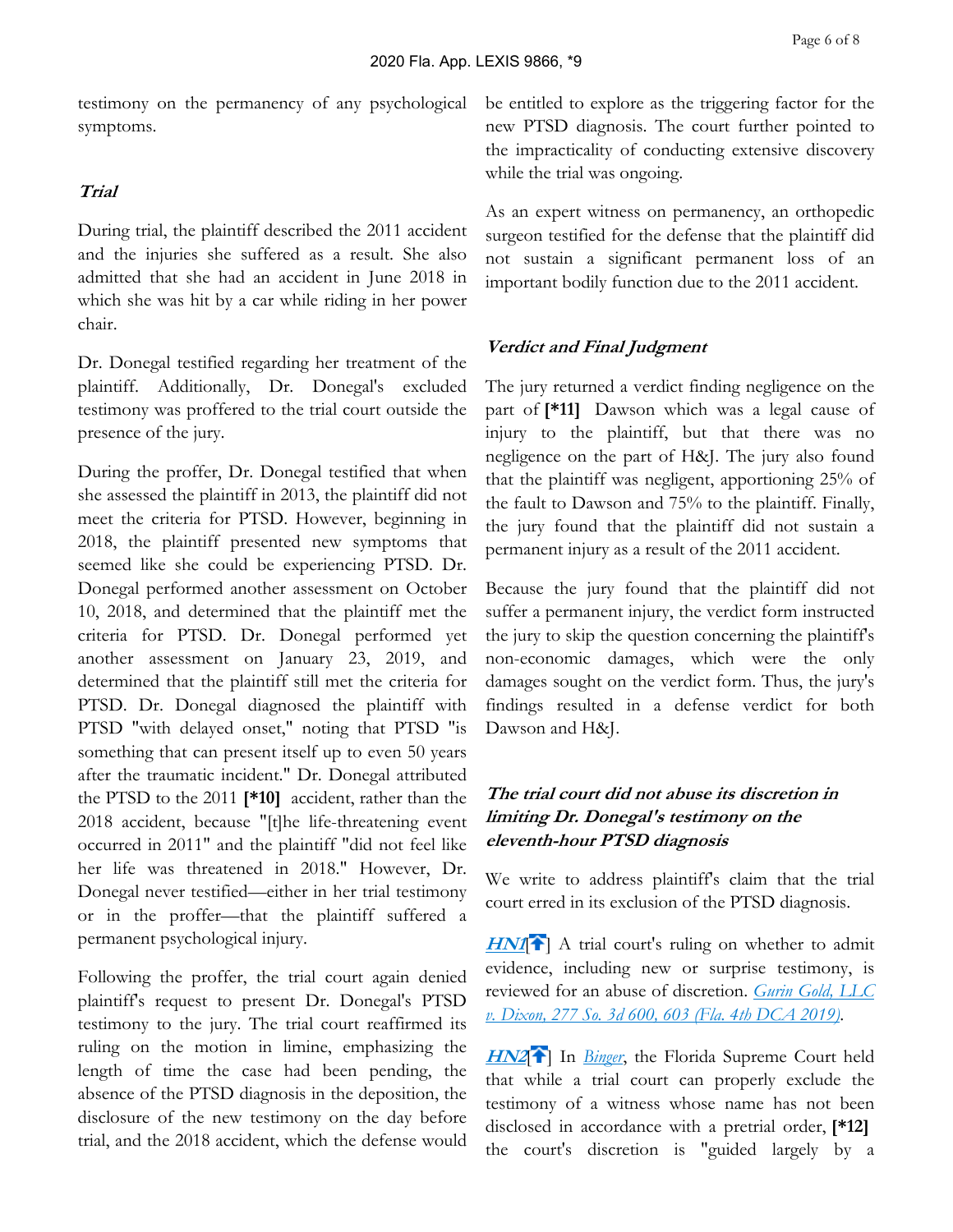testimony on the permanency of any psychological symptoms.

### ***Trial***

During trial, the plaintiff described the 2011 accident and the injuries she suffered as a result. She also admitted that she had an accident in June 2018 in which she was hit by a car while riding in her power chair.

Dr. Donegal testified regarding her treatment of the plaintiff. Additionally, Dr. Donegal's excluded testimony was proffered to the trial court outside the presence of the jury.

During the proffer, Dr. Donegal testified that when she assessed the plaintiff in 2013, the plaintiff did not meet the criteria for PTSD. However, beginning in 2018, the plaintiff presented new symptoms that seemed like she could be experiencing PTSD. Dr. Donegal performed another assessment on October 10, 2018, and determined that the plaintiff met the criteria for PTSD. Dr. Donegal performed yet another assessment on January 23, 2019, and determined that the plaintiff still met the criteria for PTSD. Dr. Donegal diagnosed the plaintiff with PTSD "with delayed onset," noting that PTSD "is something that can present itself up to even 50 years after the traumatic incident." Dr. Donegal attributed the PTSD to the 2011 **[*10]** accident, rather than the 2018 accident, because "[t]he life-threatening event occurred in 2011" and the plaintiff "did not feel like her life was threatened in 2018." However, Dr. Donegal never testified—either in her trial testimony or in the proffer—that the plaintiff suffered a permanent psychological injury.

Following the proffer, the trial court again denied plaintiff's request to present Dr. Donegal's PTSD testimony to the jury. The trial court reaffirmed its ruling on the motion in limine, emphasizing the length of time the case had been pending, the absence of the PTSD diagnosis in the deposition, the disclosure of the new testimony on the day before trial, and the 2018 accident, which the defense would be entitled to explore as the triggering factor for the new PTSD diagnosis. The court further pointed to the impracticality of conducting extensive discovery while the trial was ongoing.

As an expert witness on permanency, an orthopedic surgeon testified for the defense that the plaintiff did not sustain a significant permanent loss of an important bodily function due to the 2011 accident.

### ***Verdict and Final Judgment***

The jury returned a verdict finding negligence on the part of **[*11]** Dawson which was a legal cause of injury to the plaintiff, but that there was no negligence on the part of H&J. The jury also found that the plaintiff was negligent, apportioning 25% of the fault to Dawson and 75% to the plaintiff. Finally, the jury found that the plaintiff did not sustain a permanent injury as a result of the 2011 accident.

Because the jury found that the plaintiff did not suffer a permanent injury, the verdict form instructed the jury to skip the question concerning the plaintiff's non-economic damages, which were the only damages sought on the verdict form. Thus, the jury's findings resulted in a defense verdict for both Dawson and H&J.

### ***The trial court did not abuse its discretion in limiting Dr. Donegal's testimony on the eleventh-hour PTSD diagnosis***

We write to address plaintiff's claim that the trial court erred in its exclusion of the PTSD diagnosis.

***HN1***[] A trial court's ruling on whether to admit evidence, including new or surprise testimony, is reviewed for an abuse of discretion. *Gurin Gold, LLC v. Dixon, 277 So. 3d 600, 603 (Fla. 4th DCA 2019)*.

***HN2***[] In *Binger*, the Florida Supreme Court held that while a trial court can properly exclude the testimony of a witness whose name has not been disclosed in accordance with a pretrial order, **[*12]** the court's discretion is "guided largely by a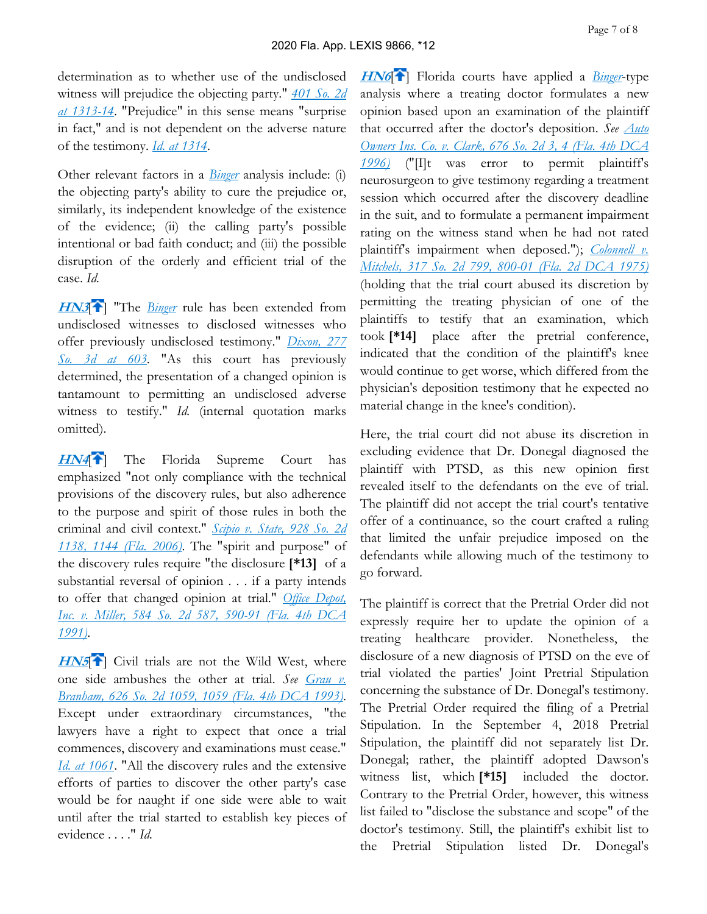determination as to whether use of the undisclosed witness will prejudice the objecting party." *401 So. 2d at 1313-14*. "Prejudice" in this sense means "surprise in fact," and is not dependent on the adverse nature of the testimony. *Id. at 1314*.

Other relevant factors in a *Binger* analysis include: (i) the objecting party's ability to cure the prejudice or, similarly, its independent knowledge of the existence of the evidence; (ii) the calling party's possible intentional or bad faith conduct; and (iii) the possible disruption of the orderly and efficient trial of the case. *Id.*

***HN3***[] "The *Binger* rule has been extended from undisclosed witnesses to disclosed witnesses who offer previously undisclosed testimony." *Dixon, 277 So. 3d at 603*. "As this court has previously determined, the presentation of a changed opinion is tantamount to permitting an undisclosed adverse witness to testify." *Id.* (internal quotation marks omitted).

***HN4***[] The Florida Supreme Court has emphasized "not only compliance with the technical provisions of the discovery rules, but also adherence to the purpose and spirit of those rules in both the criminal and civil context." *Scipio v. State, 928 So. 2d 1138, 1144 (Fla. 2006)*. The "spirit and purpose" of the discovery rules require "the disclosure **[*13]** of a substantial reversal of opinion . . . if a party intends to offer that changed opinion at trial." *Office Depot, Inc. v. Miller, 584 So. 2d 587, 590-91 (Fla. 4th DCA 1991)*.

***HN5***[] Civil trials are not the Wild West, where one side ambushes the other at trial. *See Grau v. Branham, 626 So. 2d 1059, 1059 (Fla. 4th DCA 1993)*. Except under extraordinary circumstances, "the lawyers have a right to expect that once a trial commences, discovery and examinations must cease." *Id. at 1061*. "All the discovery rules and the extensive efforts of parties to discover the other party's case would be for naught if one side were able to wait until after the trial started to establish key pieces of evidence . . . ." *Id.*

***HN6***[] Florida courts have applied a *Binger*-type analysis where a treating doctor formulates a new opinion based upon an examination of the plaintiff that occurred after the doctor's deposition. *See Auto Owners Ins. Co. v. Clark, 676 So. 2d 3, 4 (Fla. 4th DCA 1996)* ("[I]t was error to permit plaintiff's neurosurgeon to give testimony regarding a treatment session which occurred after the discovery deadline in the suit, and to formulate a permanent impairment rating on the witness stand when he had not rated plaintiff's impairment when deposed."); *Colonnell v. Mitchels, 317 So. 2d 799, 800-01 (Fla. 2d DCA 1975)* (holding that the trial court abused its discretion by permitting the treating physician of one of the plaintiffs to testify that an examination, which took **[*14]** place after the pretrial conference, indicated that the condition of the plaintiff's knee would continue to get worse, which differed from the physician's deposition testimony that he expected no material change in the knee's condition).

Here, the trial court did not abuse its discretion in excluding evidence that Dr. Donegal diagnosed the plaintiff with PTSD, as this new opinion first revealed itself to the defendants on the eve of trial. The plaintiff did not accept the trial court's tentative offer of a continuance, so the court crafted a ruling that limited the unfair prejudice imposed on the defendants while allowing much of the testimony to go forward.

The plaintiff is correct that the Pretrial Order did not expressly require her to update the opinion of a treating healthcare provider. Nonetheless, the disclosure of a new diagnosis of PTSD on the eve of trial violated the parties' Joint Pretrial Stipulation concerning the substance of Dr. Donegal's testimony. The Pretrial Order required the filing of a Pretrial Stipulation. In the September 4, 2018 Pretrial Stipulation, the plaintiff did not separately list Dr. Donegal; rather, the plaintiff adopted Dawson's witness list, which **[*15]** included the doctor. Contrary to the Pretrial Order, however, this witness list failed to "disclose the substance and scope" of the doctor's testimony. Still, the plaintiff's exhibit list to the Pretrial Stipulation listed Dr. Donegal's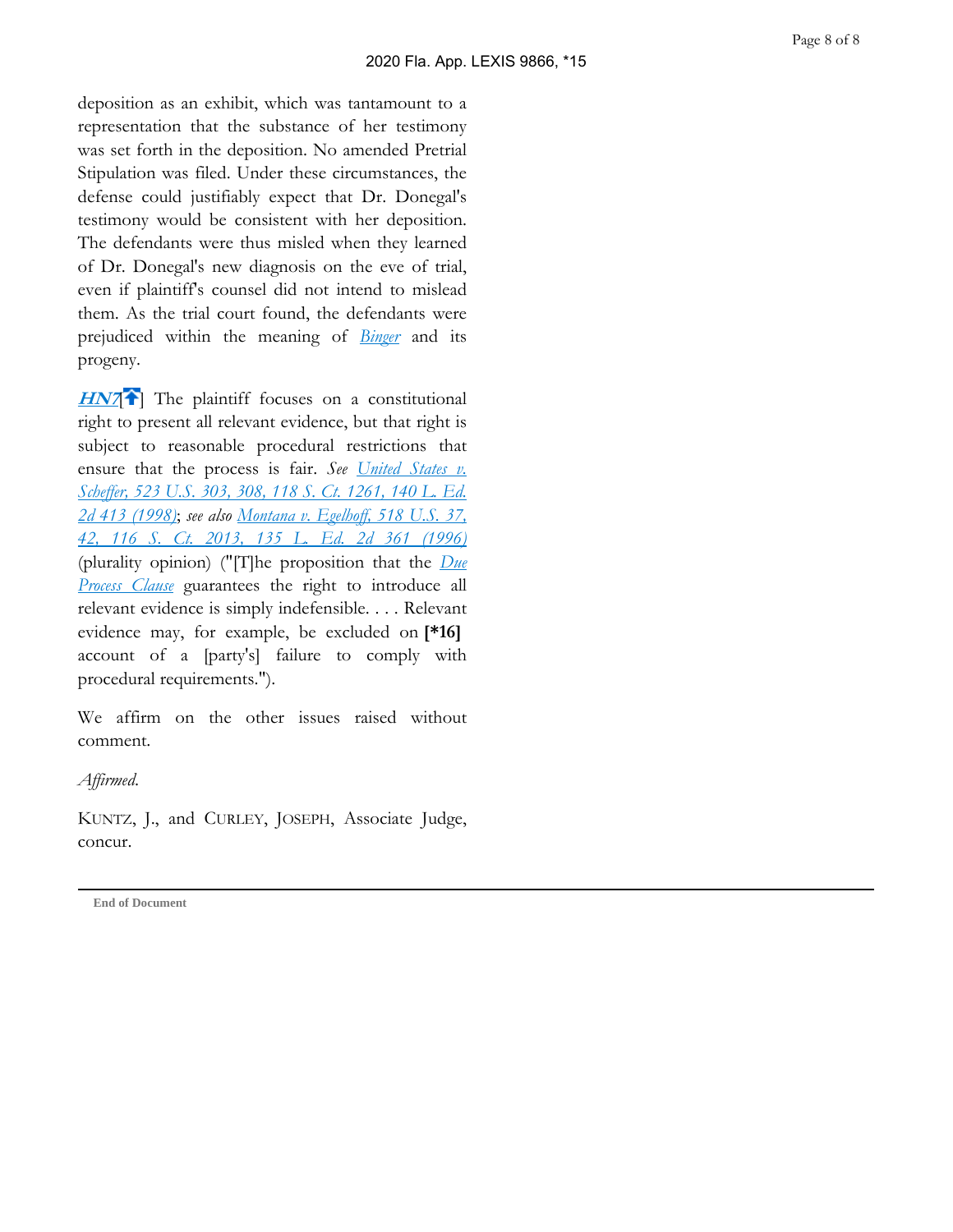deposition as an exhibit, which was tantamount to a representation that the substance of her testimony was set forth in the deposition. No amended Pretrial Stipulation was filed. Under these circumstances, the defense could justifiably expect that Dr. Donegal's testimony would be consistent with her deposition. The defendants were thus misled when they learned of Dr. Donegal's new diagnosis on the eve of trial, even if plaintiff's counsel did not intend to mislead them. As the trial court found, the defendants were prejudiced within the meaning of *Binger* and its progeny.

**HN7**[] The plaintiff focuses on a constitutional right to present all relevant evidence, but that right is subject to reasonable procedural restrictions that ensure that the process is fair. *See United States v. Scheffer, 523 U.S. 303, 308, 118 S. Ct. 1261, 140 L. Ed. 2d 413 (1998); see also Montana v. Egelhoff, 518 U.S. 37, 42, 116 S. Ct. 2013, 135 L. Ed. 2d 361 (1996)* (plurality opinion) ("[T]he proposition that the *Due Process Clause* guarantees the right to introduce all relevant evidence is simply indefensible. . . . Relevant evidence may, for example, be excluded on **[*16]** account of a [party's] failure to comply with procedural requirements.").

We affirm on the other issues raised without comment.

*Affirmed.*

KUNTZ, J., and CURLEY, JOSEPH, Associate Judge, concur.

End of Document